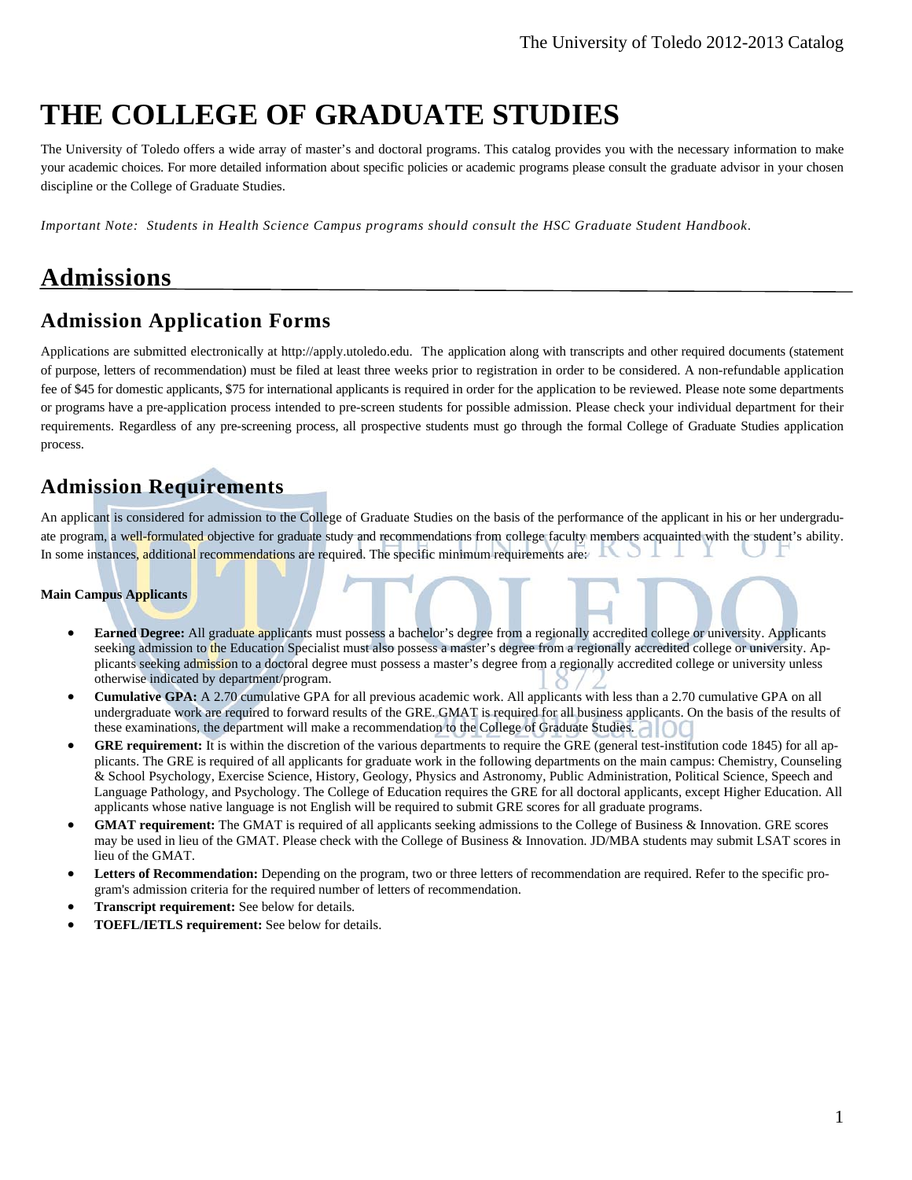# THE COLLEGE OF GRADUATE STUDIES

The University of Toledo offers a wide array of master's and doctoral programs. This catalog provides you with the necessary information to make your academic choices. For more detailed information about specific policies or academic programs please consult the graduate advisor in your chosen discipline or the College of Graduate Studies.

*Important Note: Students in Health Science Campus programs should consult the HSC Graduate Student Handbook.*

## Admissions

### Admission Application Forms

Applications are submitted electronically at http://apply.utoledo.edu. The application along with transcripts and other required documents (statement of purpose, letters of recommendation) must be filed at least three weeks prior to registration in order to be considered. A non-refundable application fee of $45 for domestic applicants, $75 for international applicants is required in order for the application to be reviewed. Please note some departments or programs have a pre-application process intended to pre-screen students for possible admission. Please check your individual department for their requirements. Regardless of any pre-screening process, all prospective students must go through the formal College of Graduate Studies application process.

### Admission Requirements

An applicant is considered for admission to the College of Graduate Studies on the basis of the performance of the applicant in his or her undergraduate program, a well-formulated objective for graduate study and recommendations from college faculty members acquainted with the student's ability. In some instances, additional recommendations are required. The specific minimum requirements are:

**Main Campus Applicants**

- **Earned Degree:** All graduate applicants must possess a bachelor's degree from a regionally accredited college or university. Applicants seeking admission to the Education Specialist must also possess a master's degree from a regionally accredited college or university. Applicants seeking admission to a doctoral degree must possess a master's degree from a regionally accredited college or university unless otherwise indicated by department/program.
- **Cumulative GPA:** A 2.70 cumulative GPA for all previous academic work. All applicants with less than a 2.70 cumulative GPA on all undergraduate work are required to forward results of the GRE. GMAT is required for all business applicants. On the basis of the results of these examinations, the department will make a recommendation to the College of Graduate Studies.
- **GRE requirement:** It is within the discretion of the various departments to require the GRE (general test-institution code 1845) for all applicants. The GRE is required of all applicants for graduate work in the following departments on the main campus: Chemistry, Counseling & School Psychology, Exercise Science, History, Geology, Physics and Astronomy, Public Administration, Political Science, Speech and Language Pathology, and Psychology. The College of Education requires the GRE for all doctoral applicants, except Higher Education. All applicants whose native language is not English will be required to submit GRE scores for all graduate programs.
- **GMAT requirement:** The GMAT is required of all applicants seeking admissions to the College of Business & Innovation. GRE scores may be used in lieu of the GMAT. Please check with the College of Business & Innovation. JD/MBA students may submit LSAT scores in lieu of the GMAT.
- **Letters of Recommendation:** Depending on the program, two or three letters of recommendation are required. Refer to the specific program's admission criteria for the required number of letters of recommendation.
- **Transcript requirement:** See below for details.
- **TOEFL/IETLS requirement:** See below for details.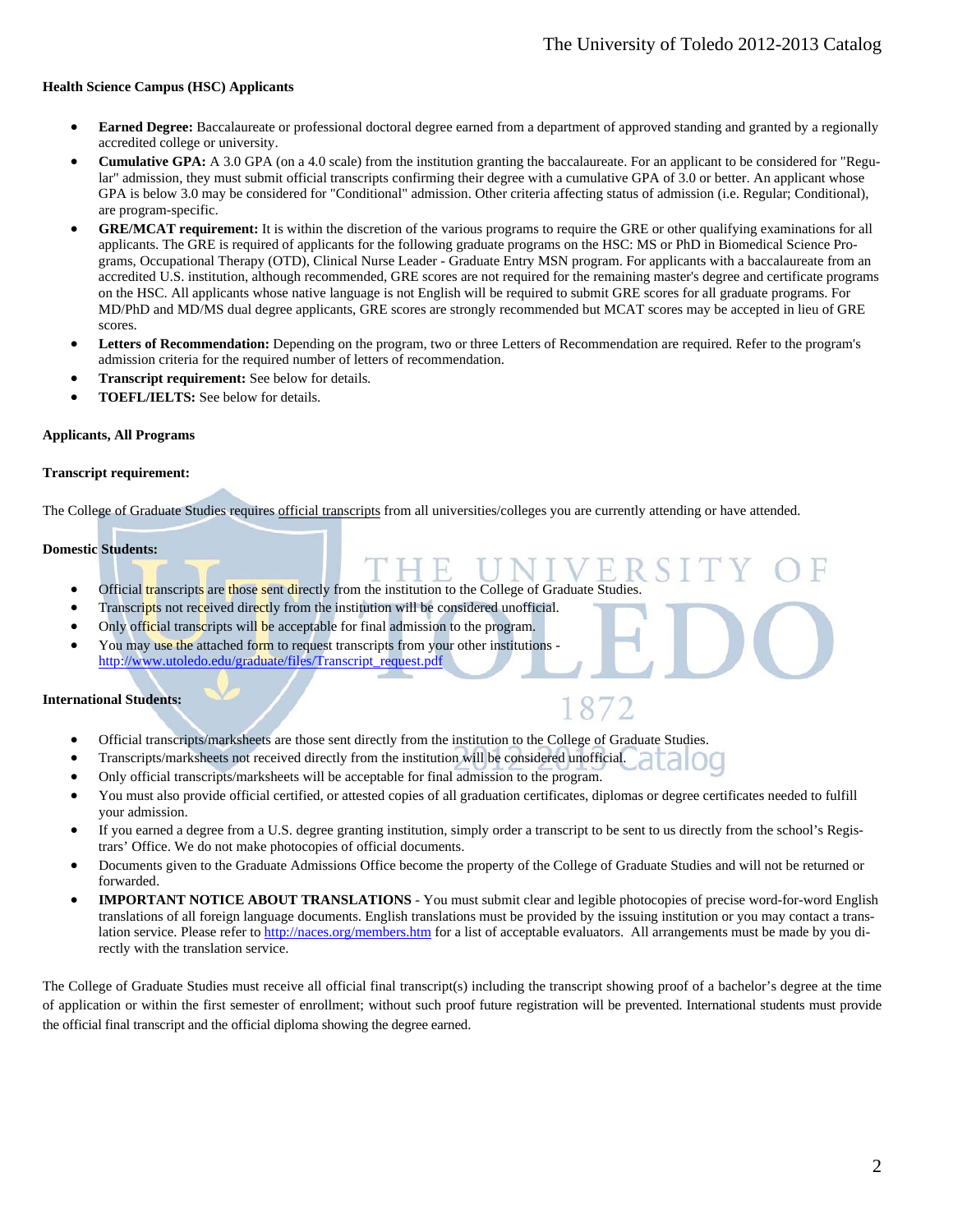**Health Science Campus (HSC) Applicants**

- **Earned Degree:** Baccalaureate or professional doctoral degree earned from a department of approved standing and granted by a regionally accredited college or university.
- **Cumulative GPA:** A 3.0 GPA (on a 4.0 scale) from the institution granting the baccalaureate. For an applicant to be considered for "Regular" admission, they must submit official transcripts confirming their degree with a cumulative GPA of 3.0 or better. An applicant whose GPA is below 3.0 may be considered for "Conditional" admission. Other criteria affecting status of admission (i.e. Regular; Conditional), are program-specific.
- **GRE/MCAT requirement:** It is within the discretion of the various programs to require the GRE or other qualifying examinations for all applicants. The GRE is required of applicants for the following graduate programs on the HSC: MS or PhD in Biomedical Science Programs, Occupational Therapy (OTD), Clinical Nurse Leader - Graduate Entry MSN program. For applicants with a baccalaureate from an accredited U.S. institution, although recommended, GRE scores are not required for the remaining master's degree and certificate programs on the HSC. All applicants whose native language is not English will be required to submit GRE scores for all graduate programs. For MD/PhD and MD/MS dual degree applicants, GRE scores are strongly recommended but MCAT scores may be accepted in lieu of GRE scores.
- **Letters of Recommendation:** Depending on the program, two or three Letters of Recommendation are required. Refer to the program's admission criteria for the required number of letters of recommendation.
- **Transcript requirement:** See below for details.
- **TOEFL/IELTS:** See below for details.

**Applicants, All Programs**

**Transcript requirement:**

The College of Graduate Studies requires official transcripts from all universities/colleges you are currently attending or have attended.

**Domestic Students:**

- Official transcripts are those sent directly from the institution to the College of Graduate Studies.
- Transcripts not received directly from the institution will be considered unofficial.
- Only official transcripts will be acceptable for final admission to the program.
- You may use the attached form to request transcripts from your other institutions - http://www.utoledo.edu/graduate/files/Transcript_request.pdf

**International Students:**

- Official transcripts/marksheets are those sent directly from the institution to the College of Graduate Studies.
- Transcripts/marksheets not received directly from the institution will be considered unofficial.
- Only official transcripts/marksheets will be acceptable for final admission to the program.
- You must also provide official certified, or attested copies of all graduation certificates, diplomas or degree certificates needed to fulfill your admission.
- If you earned a degree from a U.S. degree granting institution, simply order a transcript to be sent to us directly from the school's Registrars' Office. We do not make photocopies of official documents.
- Documents given to the Graduate Admissions Office become the property of the College of Graduate Studies and will not be returned or forwarded.
- **IMPORTANT NOTICE ABOUT TRANSLATIONS** - You must submit clear and legible photocopies of precise word-for-word English translations of all foreign language documents. English translations must be provided by the issuing institution or you may contact a translation service. Please refer to http://naces.org/members.htm for a list of acceptable evaluators. All arrangements must be made by you directly with the translation service.

The College of Graduate Studies must receive all official final transcript(s) including the transcript showing proof of a bachelor's degree at the time of application or within the first semester of enrollment; without such proof future registration will be prevented. International students must provide the official final transcript and the official diploma showing the degree earned.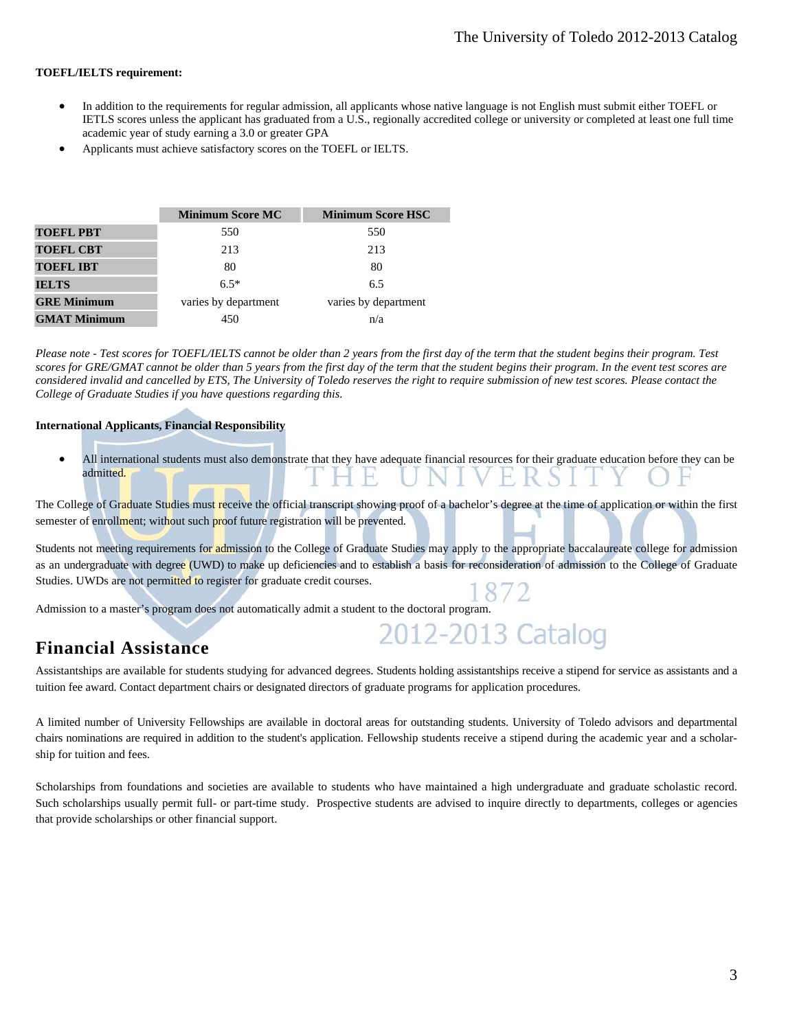**TOEFL/IELTS requirement:**

- In addition to the requirements for regular admission, all applicants whose native language is not English must submit either TOEFL or IETLS scores unless the applicant has graduated from a U.S., regionally accredited college or university or completed at least one full time academic year of study earning a 3.0 or greater GPA
- Applicants must achieve satisfactory scores on the TOEFL or IELTS.

| | Minimum Score MC | Minimum Score HSC |
|---|---|---|
| **TOEFL PBT** | 550 | 550 |
| **TOEFL CBT** | 213 | 213 |
| **TOEFL IBT** | 80 | 80 |
| **IELTS** | 6.5* | 6.5 |
| **GRE Minimum** | varies by department | varies by department |
| **GMAT Minimum** | 450 | n/a |

*Please note - Test scores for TOEFL/IELTS cannot be older than 2 years from the first day of the term that the student begins their program. Test scores for GRE/GMAT cannot be older than 5 years from the first day of the term that the student begins their program. In the event test scores are considered invalid and cancelled by ETS, The University of Toledo reserves the right to require submission of new test scores. Please contact the College of Graduate Studies if you have questions regarding this.*

**International Applicants, Financial Responsibility**

- All international students must also demonstrate that they have adequate financial resources for their graduate education before they can be admitted.

The College of Graduate Studies must receive the official transcript showing proof of a bachelor's degree at the time of application or within the first semester of enrollment; without such proof future registration will be prevented.

Students not meeting requirements for admission to the College of Graduate Studies may apply to the appropriate baccalaureate college for admission as an undergraduate with degree (UWD) to make up deficiencies and to establish a basis for reconsideration of admission to the College of Graduate Studies. UWDs are not permitted to register for graduate credit courses.

Admission to a master's program does not automatically admit a student to the doctoral program.

## Financial Assistance

Assistantships are available for students studying for advanced degrees. Students holding assistantships receive a stipend for service as assistants and a tuition fee award. Contact department chairs or designated directors of graduate programs for application procedures.

A limited number of University Fellowships are available in doctoral areas for outstanding students. University of Toledo advisors and departmental chairs nominations are required in addition to the student's application. Fellowship students receive a stipend during the academic year and a scholarship for tuition and fees.

Scholarships from foundations and societies are available to students who have maintained a high undergraduate and graduate scholastic record. Such scholarships usually permit full- or part-time study. Prospective students are advised to inquire directly to departments, colleges or agencies that provide scholarships or other financial support.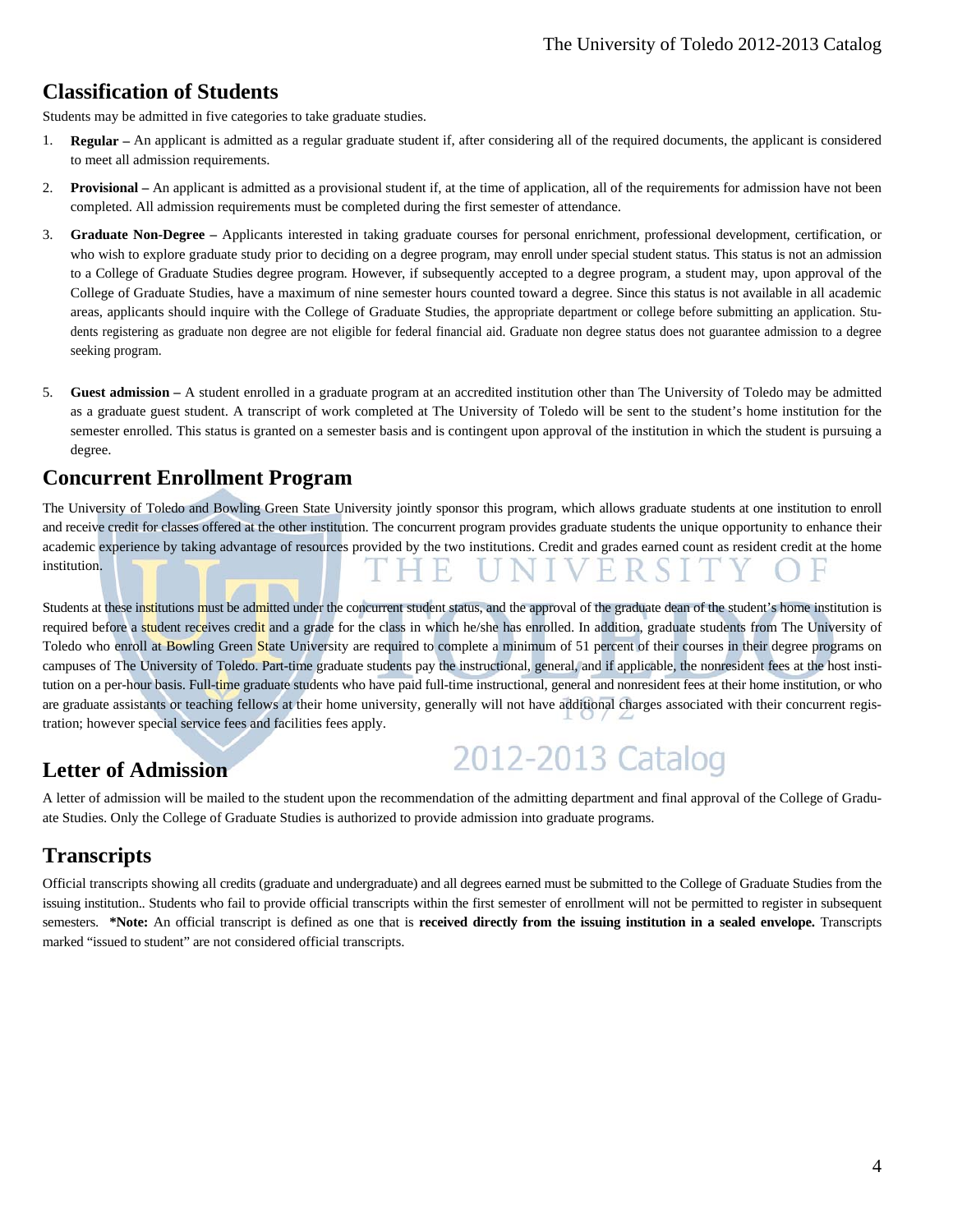## Classification of Students

Students may be admitted in five categories to take graduate studies.

1. **Regular –** An applicant is admitted as a regular graduate student if, after considering all of the required documents, the applicant is considered to meet all admission requirements.

2. **Provisional –** An applicant is admitted as a provisional student if, at the time of application, all of the requirements for admission have not been completed. All admission requirements must be completed during the first semester of attendance.

3. **Graduate Non-Degree –** Applicants interested in taking graduate courses for personal enrichment, professional development, certification, or who wish to explore graduate study prior to deciding on a degree program, may enroll under special student status. This status is not an admission to a College of Graduate Studies degree program. However, if subsequently accepted to a degree program, a student may, upon approval of the College of Graduate Studies, have a maximum of nine semester hours counted toward a degree. Since this status is not available in all academic areas, applicants should inquire with the College of Graduate Studies, the appropriate department or college before submitting an application. Students registering as graduate non degree are not eligible for federal financial aid. Graduate non degree status does not guarantee admission to a degree seeking program.

5. **Guest admission –** A student enrolled in a graduate program at an accredited institution other than The University of Toledo may be admitted as a graduate guest student. A transcript of work completed at The University of Toledo will be sent to the student's home institution for the semester enrolled. This status is granted on a semester basis and is contingent upon approval of the institution in which the student is pursuing a degree.

## Concurrent Enrollment Program

The University of Toledo and Bowling Green State University jointly sponsor this program, which allows graduate students at one institution to enroll and receive credit for classes offered at the other institution. The concurrent program provides graduate students the unique opportunity to enhance their academic experience by taking advantage of resources provided by the two institutions. Credit and grades earned count as resident credit at the home institution.

Students at these institutions must be admitted under the concurrent student status, and the approval of the graduate dean of the student's home institution is required before a student receives credit and a grade for the class in which he/she has enrolled. In addition, graduate students from The University of Toledo who enroll at Bowling Green State University are required to complete a minimum of 51 percent of their courses in their degree programs on campuses of The University of Toledo. Part-time graduate students pay the instructional, general, and if applicable, the nonresident fees at the host institution on a per-hour basis. Full-time graduate students who have paid full-time instructional, general and nonresident fees at their home institution, or who are graduate assistants or teaching fellows at their home university, generally will not have additional charges associated with their concurrent registration; however special service fees and facilities fees apply.

## Letter of Admission

A letter of admission will be mailed to the student upon the recommendation of the admitting department and final approval of the College of Graduate Studies. Only the College of Graduate Studies is authorized to provide admission into graduate programs.

## Transcripts

Official transcripts showing all credits (graduate and undergraduate) and all degrees earned must be submitted to the College of Graduate Studies from the issuing institution.. Students who fail to provide official transcripts within the first semester of enrollment will not be permitted to register in subsequent semesters. ***Note:** An official transcript is defined as one that is **received directly from the issuing institution in a sealed envelope.** Transcripts marked "issued to student" are not considered official transcripts.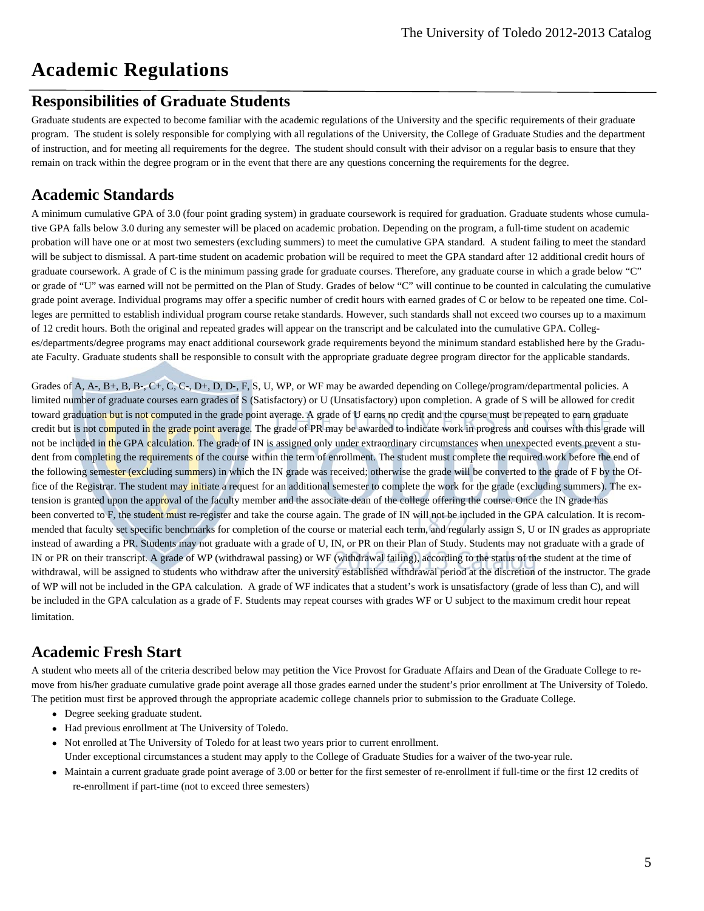# Academic Regulations

## Responsibilities of Graduate Students

Graduate students are expected to become familiar with the academic regulations of the University and the specific requirements of their graduate program. The student is solely responsible for complying with all regulations of the University, the College of Graduate Studies and the department of instruction, and for meeting all requirements for the degree. The student should consult with their advisor on a regular basis to ensure that they remain on track within the degree program or in the event that there are any questions concerning the requirements for the degree.

## Academic Standards

A minimum cumulative GPA of 3.0 (four point grading system) in graduate coursework is required for graduation. Graduate students whose cumulative GPA falls below 3.0 during any semester will be placed on academic probation. Depending on the program, a full-time student on academic probation will have one or at most two semesters (excluding summers) to meet the cumulative GPA standard. A student failing to meet the standard will be subject to dismissal. A part-time student on academic probation will be required to meet the GPA standard after 12 additional credit hours of graduate coursework. A grade of C is the minimum passing grade for graduate courses. Therefore, any graduate course in which a grade below "C" or grade of "U" was earned will not be permitted on the Plan of Study. Grades of below "C" will continue to be counted in calculating the cumulative grade point average. Individual programs may offer a specific number of credit hours with earned grades of C or below to be repeated one time. Colleges are permitted to establish individual program course retake standards. However, such standards shall not exceed two courses up to a maximum of 12 credit hours. Both the original and repeated grades will appear on the transcript and be calculated into the cumulative GPA. Colleges/departments/degree programs may enact additional coursework grade requirements beyond the minimum standard established here by the Graduate Faculty. Graduate students shall be responsible to consult with the appropriate graduate degree program director for the applicable standards.

Grades of A, A-, B+, B, B-, C+, C, C-, D+, D, D-, F, S, U, WP, or WF may be awarded depending on College/program/departmental policies. A limited number of graduate courses earn grades of S (Satisfactory) or U (Unsatisfactory) upon completion. A grade of S will be allowed for credit toward graduation but is not computed in the grade point average. A grade of U earns no credit and the course must be repeated to earn graduate credit but is not computed in the grade point average. The grade of PR may be awarded to indicate work in progress and courses with this grade will not be included in the GPA calculation. The grade of IN is assigned only under extraordinary circumstances when unexpected events prevent a student from completing the requirements of the course within the term of enrollment. The student must complete the required work before the end of the following semester (excluding summers) in which the IN grade was received; otherwise the grade will be converted to the grade of F by the Office of the Registrar. The student may initiate a request for an additional semester to complete the work for the grade (excluding summers). The extension is granted upon the approval of the faculty member and the associate dean of the college offering the course. Once the IN grade has been converted to F, the student must re-register and take the course again. The grade of IN will not be included in the GPA calculation. It is recommended that faculty set specific benchmarks for completion of the course or material each term, and regularly assign S, U or IN grades as appropriate instead of awarding a PR. Students may not graduate with a grade of U, IN, or PR on their Plan of Study. Students may not graduate with a grade of IN or PR on their transcript. A grade of WP (withdrawal passing) or WF (withdrawal failing), according to the status of the student at the time of withdrawal, will be assigned to students who withdraw after the university established withdrawal period at the discretion of the instructor. The grade of WP will not be included in the GPA calculation. A grade of WF indicates that a student's work is unsatisfactory (grade of less than C), and will be included in the GPA calculation as a grade of F. Students may repeat courses with grades WF or U subject to the maximum credit hour repeat limitation.

## Academic Fresh Start

A student who meets all of the criteria described below may petition the Vice Provost for Graduate Affairs and Dean of the Graduate College to remove from his/her graduate cumulative grade point average all those grades earned under the student's prior enrollment at The University of Toledo. The petition must first be approved through the appropriate academic college channels prior to submission to the Graduate College.

- Degree seeking graduate student.
- Had previous enrollment at The University of Toledo.
- Not enrolled at The University of Toledo for at least two years prior to current enrollment.
  Under exceptional circumstances a student may apply to the College of Graduate Studies for a waiver of the two-year rule.
- Maintain a current graduate grade point average of 3.00 or better for the first semester of re-enrollment if full-time or the first 12 credits of re-enrollment if part-time (not to exceed three semesters)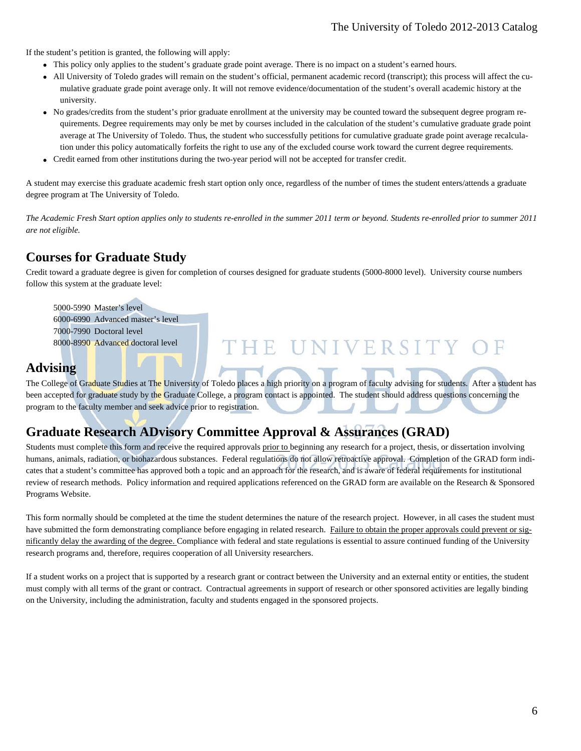If the student's petition is granted, the following will apply:

- This policy only applies to the student's graduate grade point average. There is no impact on a student's earned hours.
- All University of Toledo grades will remain on the student's official, permanent academic record (transcript); this process will affect the cumulative graduate grade point average only. It will not remove evidence/documentation of the student's overall academic history at the university.
- No grades/credits from the student's prior graduate enrollment at the university may be counted toward the subsequent degree program requirements. Degree requirements may only be met by courses included in the calculation of the student's cumulative graduate grade point average at The University of Toledo. Thus, the student who successfully petitions for cumulative graduate grade point average recalculation under this policy automatically forfeits the right to use any of the excluded course work toward the current degree requirements.
- Credit earned from other institutions during the two-year period will not be accepted for transfer credit.

A student may exercise this graduate academic fresh start option only once, regardless of the number of times the student enters/attends a graduate degree program at The University of Toledo.

*The Academic Fresh Start option applies only to students re-enrolled in the summer 2011 term or beyond. Students re-enrolled prior to summer 2011 are not eligible.*

## Courses for Graduate Study

Credit toward a graduate degree is given for completion of courses designed for graduate students (5000-8000 level). University course numbers follow this system at the graduate level:

5000-5990 Master's level
6000-6990 Advanced master's level
7000-7990 Doctoral level
8000-8990 Advanced doctoral level

## Advising

The College of Graduate Studies at The University of Toledo places a high priority on a program of faculty advising for students. After a student has been accepted for graduate study by the Graduate College, a program contact is appointed. The student should address questions concerning the program to the faculty member and seek advice prior to registration.

## Graduate Research ADvisory Committee Approval & Assurances (GRAD)

Students must complete this form and receive the required approvals prior to beginning any research for a project, thesis, or dissertation involving humans, animals, radiation, or biohazardous substances. Federal regulations do not allow retroactive approval. Completion of the GRAD form indicates that a student's committee has approved both a topic and an approach for the research, and is aware of federal requirements for institutional review of research methods. Policy information and required applications referenced on the GRAD form are available on the Research & Sponsored Programs Website.

This form normally should be completed at the time the student determines the nature of the research project. However, in all cases the student must have submitted the form demonstrating compliance before engaging in related research. Failure to obtain the proper approvals could prevent or significantly delay the awarding of the degree. Compliance with federal and state regulations is essential to assure continued funding of the University research programs and, therefore, requires cooperation of all University researchers.

If a student works on a project that is supported by a research grant or contract between the University and an external entity or entities, the student must comply with all terms of the grant or contract. Contractual agreements in support of research or other sponsored activities are legally binding on the University, including the administration, faculty and students engaged in the sponsored projects.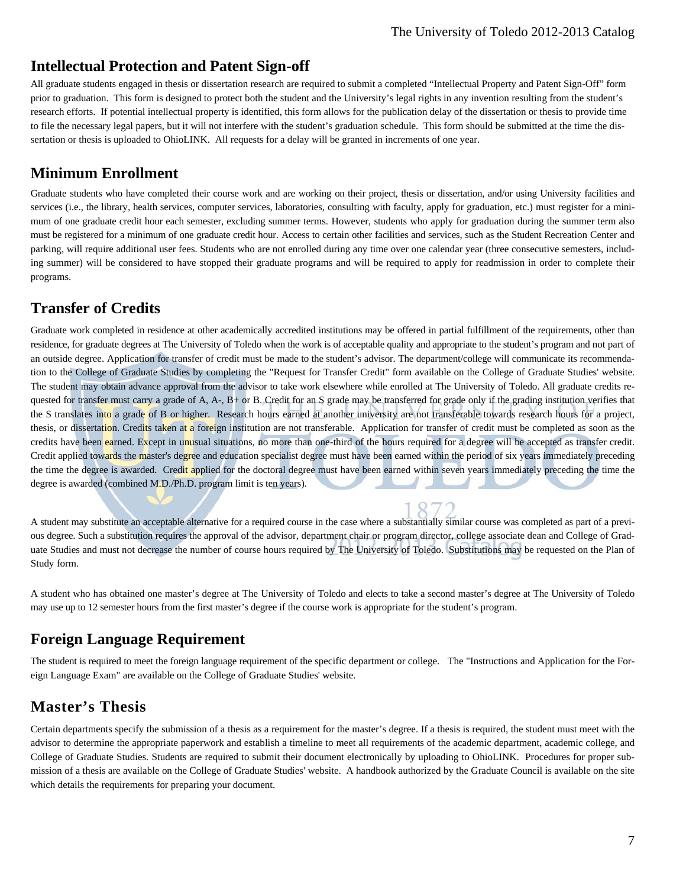## Intellectual Protection and Patent Sign-off

All graduate students engaged in thesis or dissertation research are required to submit a completed "Intellectual Property and Patent Sign-Off" form prior to graduation. This form is designed to protect both the student and the University's legal rights in any invention resulting from the student's research efforts. If potential intellectual property is identified, this form allows for the publication delay of the dissertation or thesis to provide time to file the necessary legal papers, but it will not interfere with the student's graduation schedule. This form should be submitted at the time the dissertation or thesis is uploaded to OhioLINK. All requests for a delay will be granted in increments of one year.

## Minimum Enrollment

Graduate students who have completed their course work and are working on their project, thesis or dissertation, and/or using University facilities and services (i.e., the library, health services, computer services, laboratories, consulting with faculty, apply for graduation, etc.) must register for a minimum of one graduate credit hour each semester, excluding summer terms. However, students who apply for graduation during the summer term also must be registered for a minimum of one graduate credit hour. Access to certain other facilities and services, such as the Student Recreation Center and parking, will require additional user fees. Students who are not enrolled during any time over one calendar year (three consecutive semesters, including summer) will be considered to have stopped their graduate programs and will be required to apply for readmission in order to complete their programs.

## Transfer of Credits

Graduate work completed in residence at other academically accredited institutions may be offered in partial fulfillment of the requirements, other than residence, for graduate degrees at The University of Toledo when the work is of acceptable quality and appropriate to the student's program and not part of an outside degree. Application for transfer of credit must be made to the student's advisor. The department/college will communicate its recommendation to the College of Graduate Studies by completing the "Request for Transfer Credit" form available on the College of Graduate Studies' website. The student may obtain advance approval from the advisor to take work elsewhere while enrolled at The University of Toledo. All graduate credits requested for transfer must carry a grade of A, A-, B+ or B. Credit for an S grade may be transferred for grade only if the grading institution verifies that the S translates into a grade of B or higher. Research hours earned at another university are not transferable towards research hours for a project, thesis, or dissertation. Credits taken at a foreign institution are not transferable. Application for transfer of credit must be completed as soon as the credits have been earned. Except in unusual situations, no more than one-third of the hours required for a degree will be accepted as transfer credit. Credit applied towards the master's degree and education specialist degree must have been earned within the period of six years immediately preceding the time the degree is awarded. Credit applied for the doctoral degree must have been earned within seven years immediately preceding the time the degree is awarded (combined M.D./Ph.D. program limit is ten years).

A student may substitute an acceptable alternative for a required course in the case where a substantially similar course was completed as part of a previous degree. Such a substitution requires the approval of the advisor, department chair or program director, college associate dean and College of Graduate Studies and must not decrease the number of course hours required by The University of Toledo. Substitutions may be requested on the Plan of Study form.

A student who has obtained one master's degree at The University of Toledo and elects to take a second master's degree at The University of Toledo may use up to 12 semester hours from the first master's degree if the course work is appropriate for the student's program.

## Foreign Language Requirement

The student is required to meet the foreign language requirement of the specific department or college. The "Instructions and Application for the Foreign Language Exam" are available on the College of Graduate Studies' website.

## Master's Thesis

Certain departments specify the submission of a thesis as a requirement for the master's degree. If a thesis is required, the student must meet with the advisor to determine the appropriate paperwork and establish a timeline to meet all requirements of the academic department, academic college, and College of Graduate Studies. Students are required to submit their document electronically by uploading to OhioLINK. Procedures for proper submission of a thesis are available on the College of Graduate Studies' website. A handbook authorized by the Graduate Council is available on the site which details the requirements for preparing your document.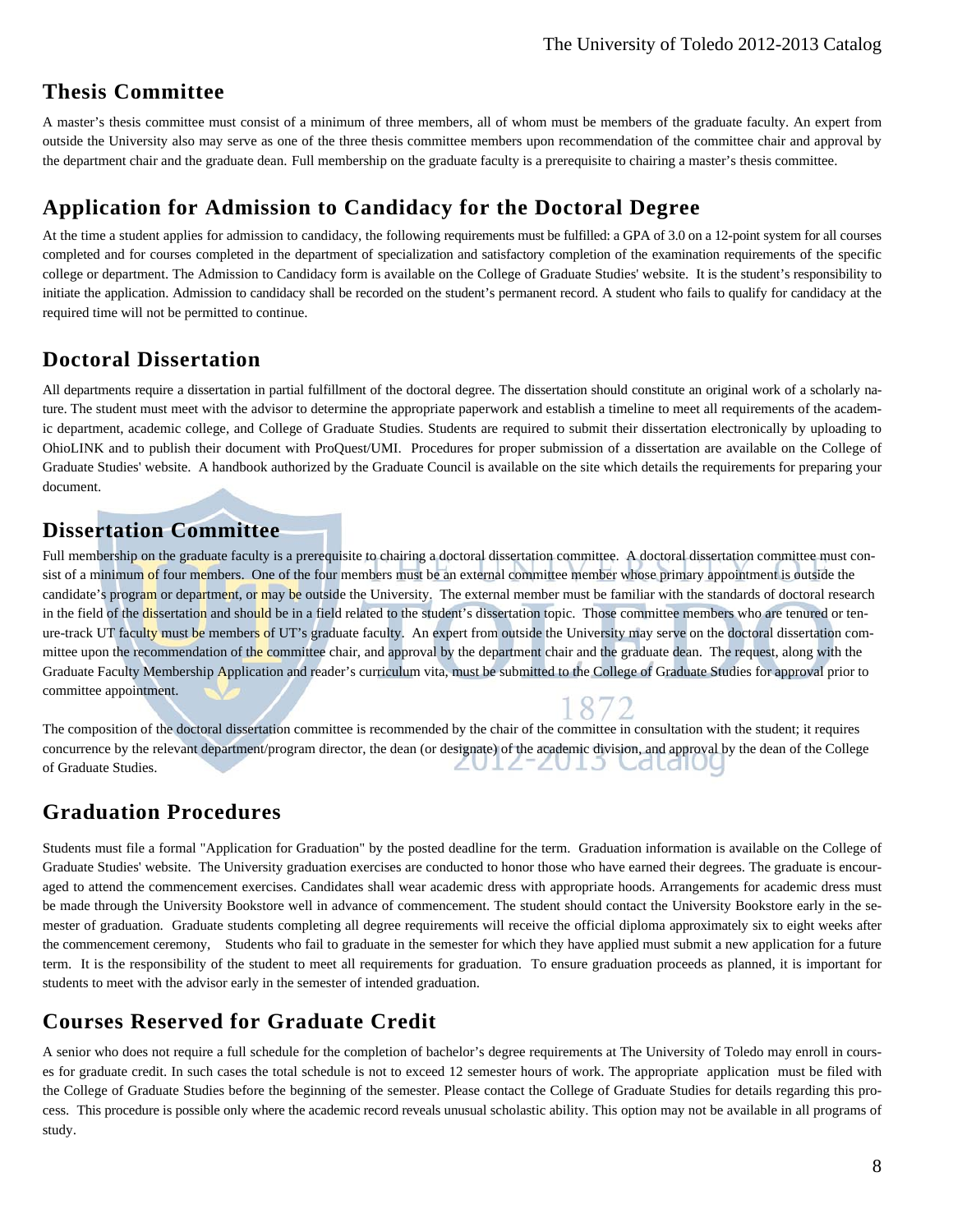## Thesis Committee

A master's thesis committee must consist of a minimum of three members, all of whom must be members of the graduate faculty. An expert from outside the University also may serve as one of the three thesis committee members upon recommendation of the committee chair and approval by the department chair and the graduate dean. Full membership on the graduate faculty is a prerequisite to chairing a master's thesis committee.

## Application for Admission to Candidacy for the Doctoral Degree

At the time a student applies for admission to candidacy, the following requirements must be fulfilled: a GPA of 3.0 on a 12-point system for all courses completed and for courses completed in the department of specialization and satisfactory completion of the examination requirements of the specific college or department. The Admission to Candidacy form is available on the College of Graduate Studies' website. It is the student's responsibility to initiate the application. Admission to candidacy shall be recorded on the student's permanent record. A student who fails to qualify for candidacy at the required time will not be permitted to continue.

## Doctoral Dissertation

All departments require a dissertation in partial fulfillment of the doctoral degree. The dissertation should constitute an original work of a scholarly nature. The student must meet with the advisor to determine the appropriate paperwork and establish a timeline to meet all requirements of the academic department, academic college, and College of Graduate Studies. Students are required to submit their dissertation electronically by uploading to OhioLINK and to publish their document with ProQuest/UMI. Procedures for proper submission of a dissertation are available on the College of Graduate Studies' website. A handbook authorized by the Graduate Council is available on the site which details the requirements for preparing your document.

## Dissertation Committee

Full membership on the graduate faculty is a prerequisite to chairing a doctoral dissertation committee. A doctoral dissertation committee must consist of a mininum of four members. One of the four members must be an external committee member whose primary appointment is outside the candidate's program or department, or may be outside the University. The external member must be familiar with the standards of doctoral research in the field of the dissertation and should be in a field related to the student's dissertation topic. Those committee members who are tenured or tenure-track UT faculty must be members of UT's graduate faculty. An expert from outside the University may serve on the doctoral dissertation committee upon the recommendation of the committee chair, and approval by the department chair and the graduate dean. The request, along with the Graduate Faculty Membership Application and reader's curriculum vita, must be submitted to the College of Graduate Studies for approval prior to committee appointment.

The composition of the doctoral dissertation committee is recommended by the chair of the committee in consultation with the student; it requires concurrence by the relevant department/program director, the dean (or designate) of the academic division, and approval by the dean of the College of Graduate Studies.

## Graduation Procedures

Students must file a formal "Application for Graduation" by the posted deadline for the term. Graduation information is available on the College of Graduate Studies' website. The University graduation exercises are conducted to honor those who have earned their degrees. The graduate is encouraged to attend the commencement exercises. Candidates shall wear academic dress with appropriate hoods. Arrangements for academic dress must be made through the University Bookstore well in advance of commencement. The student should contact the University Bookstore early in the semester of graduation. Graduate students completing all degree requirements will receive the official diploma approximately six to eight weeks after the commencement ceremony, Students who fail to graduate in the semester for which they have applied must submit a new application for a future term. It is the responsibility of the student to meet all requirements for graduation. To ensure graduation proceeds as planned, it is important for students to meet with the advisor early in the semester of intended graduation.

## Courses Reserved for Graduate Credit

A senior who does not require a full schedule for the completion of bachelor's degree requirements at The University of Toledo may enroll in courses for graduate credit. In such cases the total schedule is not to exceed 12 semester hours of work. The appropriate application must be filed with the College of Graduate Studies before the beginning of the semester. Please contact the College of Graduate Studies for details regarding this process. This procedure is possible only where the academic record reveals unusual scholastic ability. This option may not be available in all programs of study.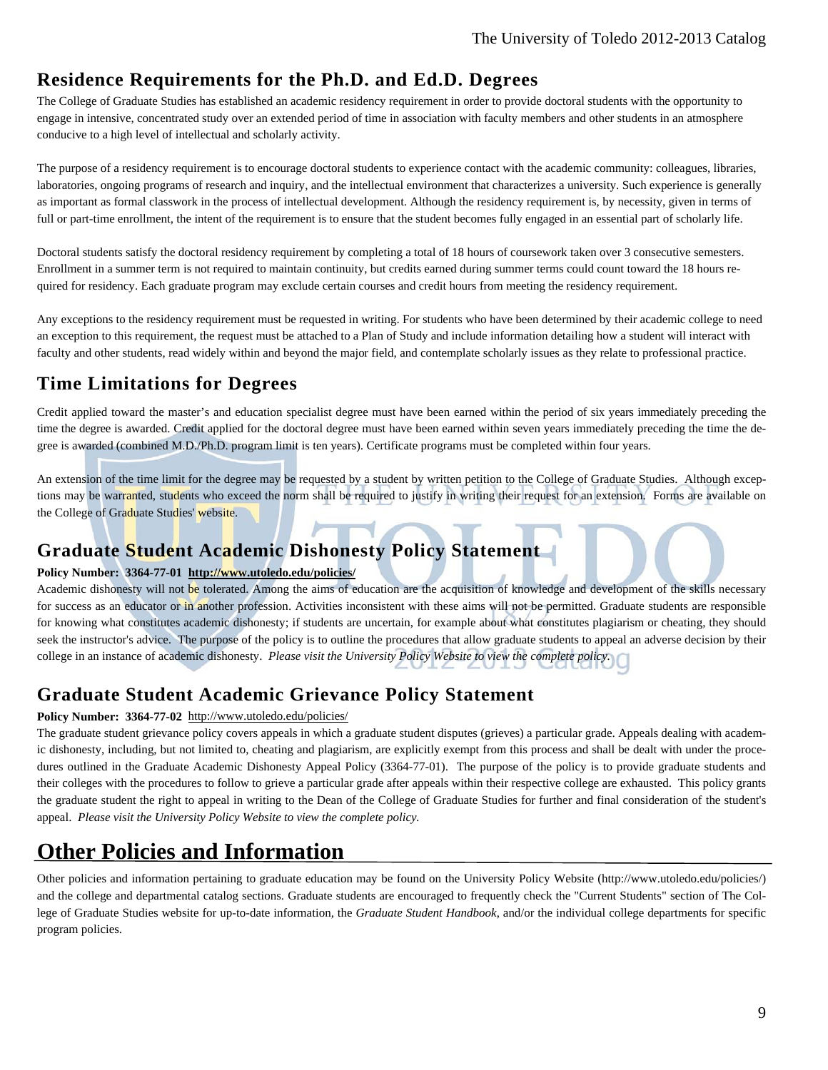## Residence Requirements for the Ph.D. and Ed.D. Degrees

The College of Graduate Studies has established an academic residency requirement in order to provide doctoral students with the opportunity to engage in intensive, concentrated study over an extended period of time in association with faculty members and other students in an atmosphere conducive to a high level of intellectual and scholarly activity.

The purpose of a residency requirement is to encourage doctoral students to experience contact with the academic community: colleagues, libraries, laboratories, ongoing programs of research and inquiry, and the intellectual environment that characterizes a university. Such experience is generally as important as formal classwork in the process of intellectual development. Although the residency requirement is, by necessity, given in terms of full or part-time enrollment, the intent of the requirement is to ensure that the student becomes fully engaged in an essential part of scholarly life.

Doctoral students satisfy the doctoral residency requirement by completing a total of 18 hours of coursework taken over 3 consecutive semesters. Enrollment in a summer term is not required to maintain continuity, but credits earned during summer terms could count toward the 18 hours required for residency. Each graduate program may exclude certain courses and credit hours from meeting the residency requirement.

Any exceptions to the residency requirement must be requested in writing. For students who have been determined by their academic college to need an exception to this requirement, the request must be attached to a Plan of Study and include information detailing how a student will interact with faculty and other students, read widely within and beyond the major field, and contemplate scholarly issues as they relate to professional practice.

## Time Limitations for Degrees

Credit applied toward the master's and education specialist degree must have been earned within the period of six years immediately preceding the time the degree is awarded. Credit applied for the doctoral degree must have been earned within seven years immediately preceding the time the degree is awarded (combined M.D./Ph.D. program limit is ten years). Certificate programs must be completed within four years.

An extension of the time limit for the degree may be requested by a student by written petition to the College of Graduate Studies. Although exceptions may be warranted, students who exceed the norm shall be required to justify in writing their request for an extension. Forms are available on the College of Graduate Studies' website.

## Graduate Student Academic Dishonesty Policy Statement

**Policy Number: 3364-77-01 http://www.utoledo.edu/policies/**

Academic dishonesty will not be tolerated. Among the aims of education are the acquisition of knowledge and development of the skills necessary for success as an educator or in another profession. Activities inconsistent with these aims will not be permitted. Graduate students are responsible for knowing what constitutes academic dishonesty; if students are uncertain, for example about what constitutes plagiarism or cheating, they should seek the instructor's advice. The purpose of the policy is to outline the procedures that allow graduate students to appeal an adverse decision by their college in an instance of academic dishonesty. *Please visit the University Policy Website to view the complete policy.*

## Graduate Student Academic Grievance Policy Statement

**Policy Number: 3364-77-02** http://www.utoledo.edu/policies/

The graduate student grievance policy covers appeals in which a graduate student disputes (grieves) a particular grade. Appeals dealing with academic dishonesty, including, but not limited to, cheating and plagiarism, are explicitly exempt from this process and shall be dealt with under the procedures outlined in the Graduate Academic Dishonesty Appeal Policy (3364-77-01). The purpose of the policy is to provide graduate students and their colleges with the procedures to follow to grieve a particular grade after appeals within their respective college are exhausted. This policy grants the graduate student the right to appeal in writing to the Dean of the College of Graduate Studies for further and final consideration of the student's appeal. *Please visit the University Policy Website to view the complete policy.*

# Other Policies and Information

Other policies and information pertaining to graduate education may be found on the University Policy Website (http://www.utoledo.edu/policies/) and the college and departmental catalog sections. Graduate students are encouraged to frequently check the "Current Students" section of The College of Graduate Studies website for up-to-date information, the *Graduate Student Handbook*, and/or the individual college departments for specific program policies.